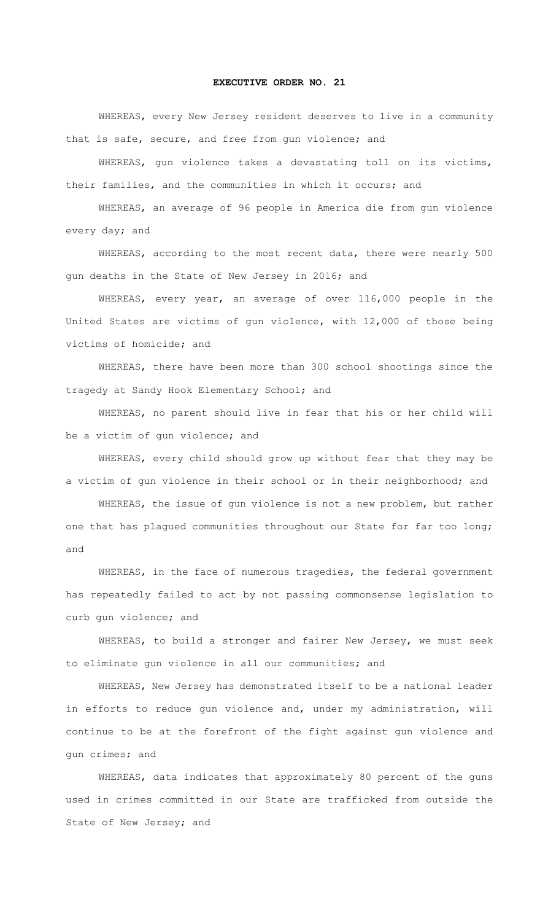# EXECUTIVE ORDER NO. 21

WHEREAS, every New Jersey resident deserves to live in a community that is safe, secure, and free from gun violence; and

WHEREAS, gun violence takes a devastating toll on its victims, their families, and the communities in which it occurs; and

WHEREAS, an average of 96 people in America die from gun violence every day; and

WHEREAS, according to the most recent data, there were nearly 500 gun deaths in the State of New Jersey in 2016; and

WHEREAS, every year, an average of over 116,000 people in the United States are victims of gun violence, with 12,000 of those being victims of homicide; and

WHEREAS, there have been more than 300 school shootings since the tragedy at Sandy Hook Elementary School; and

WHEREAS, no parent should live in fear that his or her child will be a victim of gun violence; and

WHEREAS, every child should grow up without fear that they may be a victim of gun violence in their school or in their neighborhood; and

WHEREAS, the issue of gun violence is not a new problem, but rather one that has plagued communities throughout our State for far too long; and

WHEREAS, in the face of numerous tragedies, the federal government has repeatedly failed to act by not passing commonsense legislation to curb gun violence; and

WHEREAS, to build a stronger and fairer New Jersey, we must seek to eliminate gun violence in all our communities; and

WHEREAS, New Jersey has demonstrated itself to be a national leader in efforts to reduce gun violence and, under my administration, will continue to be at the forefront of the fight against gun violence and gun crimes; and

WHEREAS, data indicates that approximately 80 percent of the guns used in crimes committed in our State are trafficked from outside the State of New Jersey; and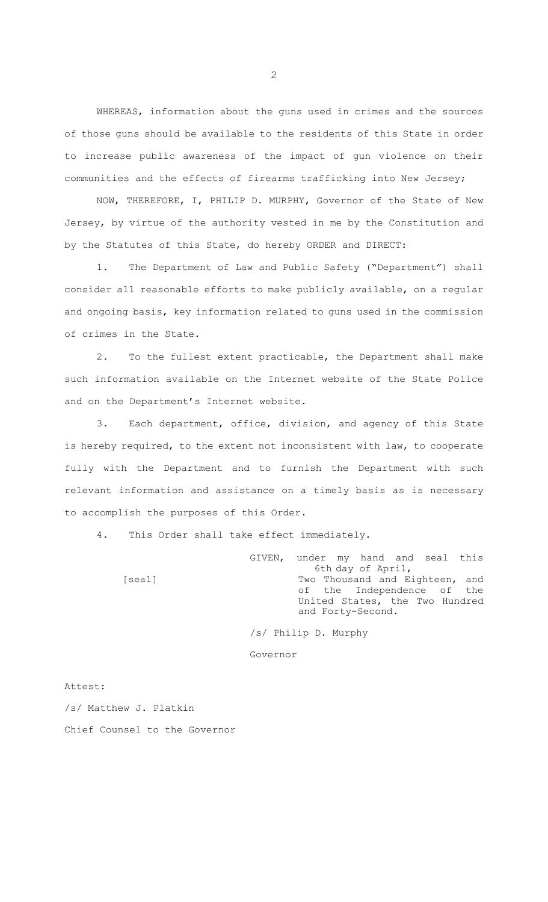WHEREAS, information about the guns used in crimes and the sources of those guns should be available to the residents of this State in order to increase public awareness of the impact of gun violence on their communities and the effects of firearms trafficking into New Jersey;

NOW, THEREFORE, I, PHILIP D. MURPHY, Governor of the State of New Jersey, by virtue of the authority vested in me by the Constitution and by the Statutes of this State, do hereby ORDER and DIRECT:

1. The Department of Law and Public Safety ("Department") shall consider all reasonable efforts to make publicly available, on a regular and ongoing basis, key information related to guns used in the commission of crimes in the State.

2. To the fullest extent practicable, the Department shall make such information available on the Internet website of the State Police and on the Department's Internet website.

3. Each department, office, division, and agency of this State is hereby required, to the extent not inconsistent with law, to cooperate fully with the Department and to furnish the Department with such relevant information and assistance on a timely basis as is necessary to accomplish the purposes of this Order.

4. This Order shall take effect immediately.

GIVEN, under my hand and seal this 6th day of April, Two Thousand and Eighteen, and of the Independence of the United States, the Two Hundred and Forty-Second.

[seal]

/s/ Philip D. Murphy

Governor

Attest:

/s/ Matthew J. Platkin

Chief Counsel to the Governor